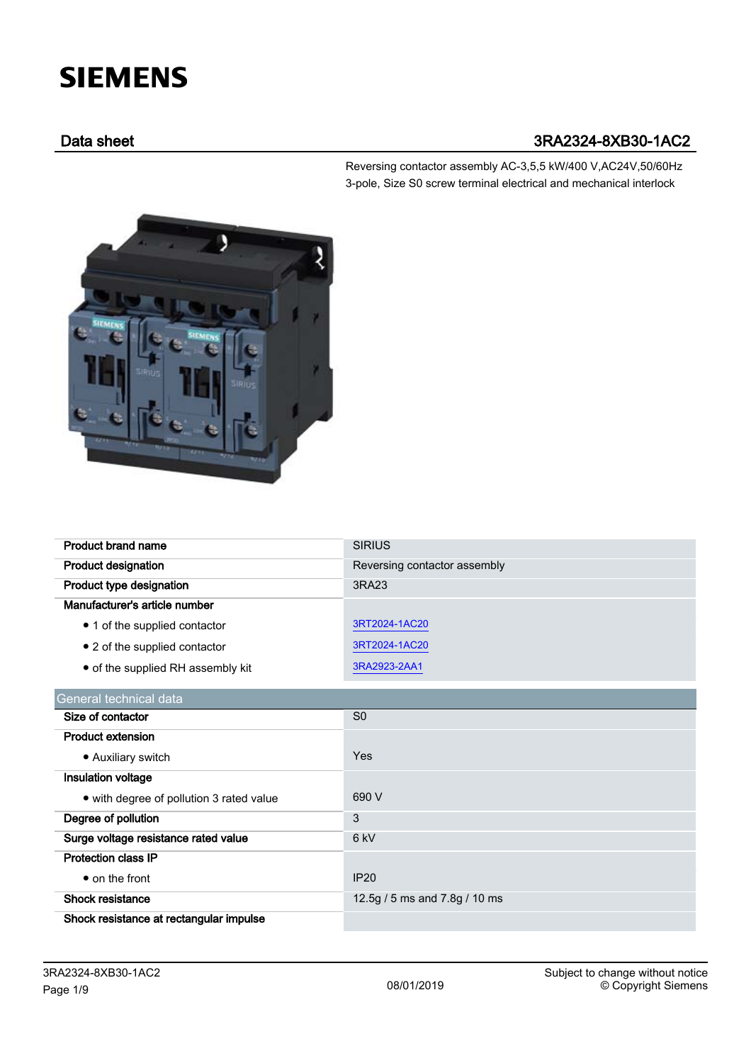**SIEMENS**

## Data sheet 3RA2324-8XB30-1AC2

Reversing contactor assembly AC-3,5,5 kW/400 V,AC24V,50/60Hz
3-pole, Size S0 screw terminal electrical and mechanical interlock

| | |
|---|---|
| **Product brand name** | SIRIUS |
| **Product designation** | Reversing contactor assembly |
| **Product type designation** | 3RA23 |
| **Manufacturer's article number** | |
| • 1 of the supplied contactor | 3RT2024-1AC20 |
| • 2 of the supplied contactor | 3RT2024-1AC20 |
| • of the supplied RH assembly kit | 3RA2923-2AA1 |

| General technical data | |
|---|---|
| **Size of contactor** | S0 |
| **Product extension** | |
| • Auxiliary switch | Yes |
| **Insulation voltage** | |
| • with degree of pollution 3 rated value | 690 V |
| **Degree of pollution** | 3 |
| **Surge voltage resistance rated value** | 6 kV |
| **Protection class IP** | |
| • on the front | IP20 |
| **Shock resistance** | 12.5g / 5 ms and 7.8g / 10 ms |
| **Shock resistance at rectangular impulse** | |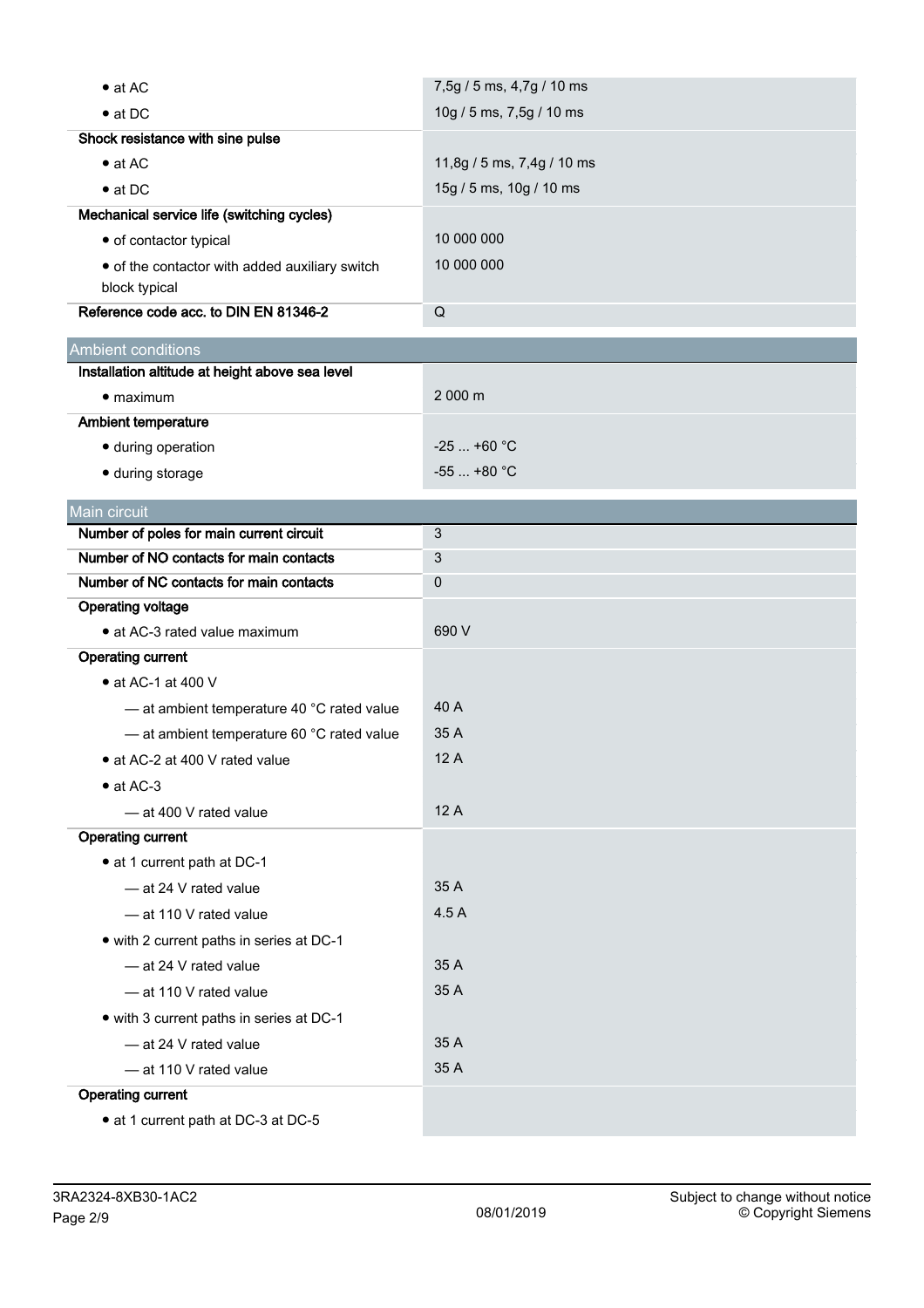| | |
|---|---|
| • at AC | 7,5g / 5 ms, 4,7g / 10 ms |
| • at DC | 10g / 5 ms, 7,5g / 10 ms |
| **Shock resistance with sine pulse** | |
| • at AC | 11,8g / 5 ms, 7,4g / 10 ms |
| • at DC | 15g / 5 ms, 10g / 10 ms |
| **Mechanical service life (switching cycles)** | |
| • of contactor typical | 10 000 000 |
| • of the contactor with added auxiliary switch block typical | 10 000 000 |
| **Reference code acc. to DIN EN 81346-2** | Q |

## Ambient conditions

| | |
|---|---|
| **Installation altitude at height above sea level** | |
| • maximum | 2 000 m |
| **Ambient temperature** | |
| • during operation | -25 ... +60 °C |
| • during storage | -55 ... +80 °C |

## Main circuit

| | |
|---|---|
| **Number of poles for main current circuit** | 3 |
| **Number of NO contacts for main contacts** | 3 |
| **Number of NC contacts for main contacts** | 0 |
| **Operating voltage** | |
| • at AC-3 rated value maximum | 690 V |
| **Operating current** | |
| • at AC-1 at 400 V | |
| — at ambient temperature 40 °C rated value | 40 A |
| — at ambient temperature 60 °C rated value | 35 A |
| • at AC-2 at 400 V rated value | 12 A |
| • at AC-3 | |
| — at 400 V rated value | 12 A |
| **Operating current** | |
| • at 1 current path at DC-1 | |
| — at 24 V rated value | 35 A |
| — at 110 V rated value | 4.5 A |
| • with 2 current paths in series at DC-1 | |
| — at 24 V rated value | 35 A |
| — at 110 V rated value | 35 A |
| • with 3 current paths in series at DC-1 | |
| — at 24 V rated value | 35 A |
| — at 110 V rated value | 35 A |
| **Operating current** | |
| • at 1 current path at DC-3 at DC-5 | |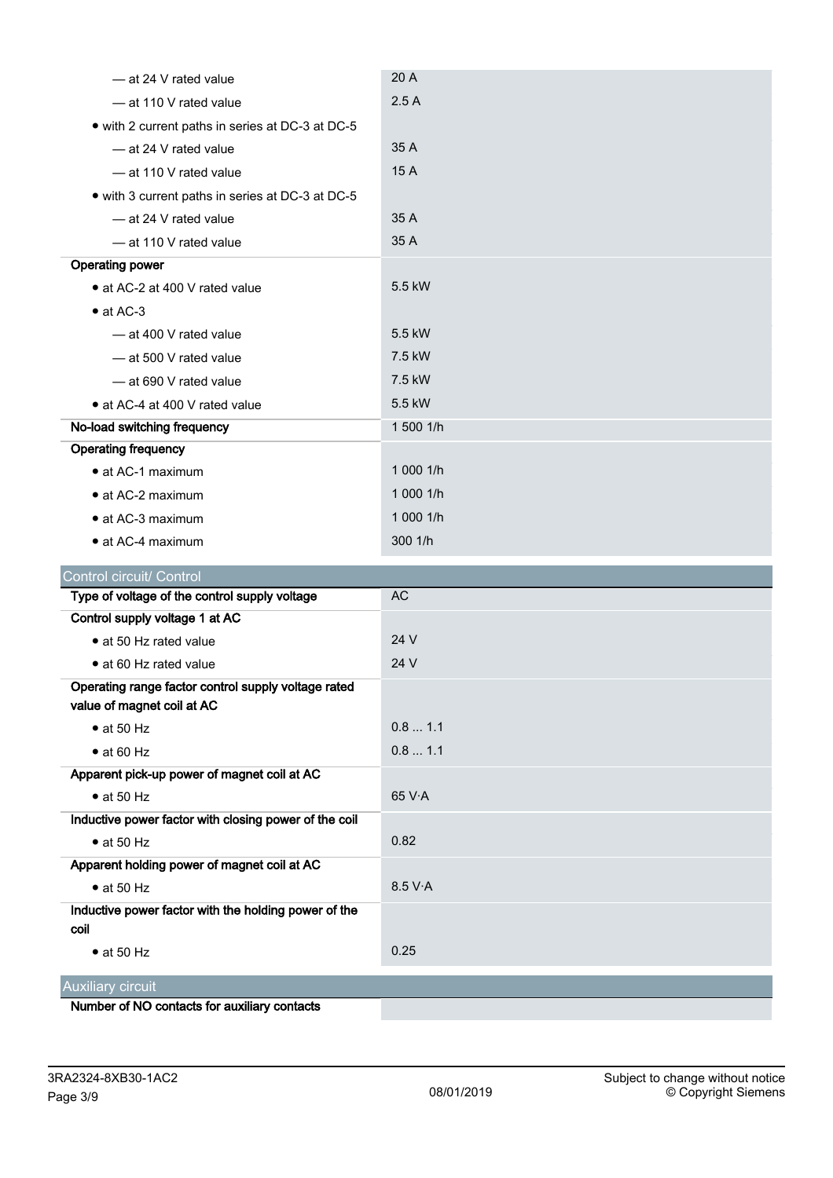| | |
|---|---|
| — at 24 V rated value | 20 A |
| — at 110 V rated value | 2.5 A |
| • with 2 current paths in series at DC-3 at DC-5 | |
| — at 24 V rated value | 35 A |
| — at 110 V rated value | 15 A |
| • with 3 current paths in series at DC-3 at DC-5 | |
| — at 24 V rated value | 35 A |
| — at 110 V rated value | 35 A |
| **Operating power** | |
| • at AC-2 at 400 V rated value | 5.5 kW |
| • at AC-3 | |
| — at 400 V rated value | 5.5 kW |
| — at 500 V rated value | 7.5 kW |
| — at 690 V rated value | 7.5 kW |
| • at AC-4 at 400 V rated value | 5.5 kW |
| **No-load switching frequency** | 1 500 1/h |
| **Operating frequency** | |
| • at AC-1 maximum | 1 000 1/h |
| • at AC-2 maximum | 1 000 1/h |
| • at AC-3 maximum | 1 000 1/h |
| • at AC-4 maximum | 300 1/h |

## Control circuit/ Control

| | |
|---|---|
| **Type of voltage of the control supply voltage** | AC |
| **Control supply voltage 1 at AC** | |
| • at 50 Hz rated value | 24 V |
| • at 60 Hz rated value | 24 V |
| **Operating range factor control supply voltage rated value of magnet coil at AC** | |
| • at 50 Hz | 0.8 ... 1.1 |
| • at 60 Hz | 0.8 ... 1.1 |
| **Apparent pick-up power of magnet coil at AC** | |
| • at 50 Hz | 65 V·A |
| **Inductive power factor with closing power of the coil** | |
| • at 50 Hz | 0.82 |
| **Apparent holding power of magnet coil at AC** | |
| • at 50 Hz | 8.5 V·A |
| **Inductive power factor with the holding power of the coil** | |
| • at 50 Hz | 0.25 |

## Auxiliary circuit

| | |
|---|---|
| **Number of NO contacts for auxiliary contacts** | |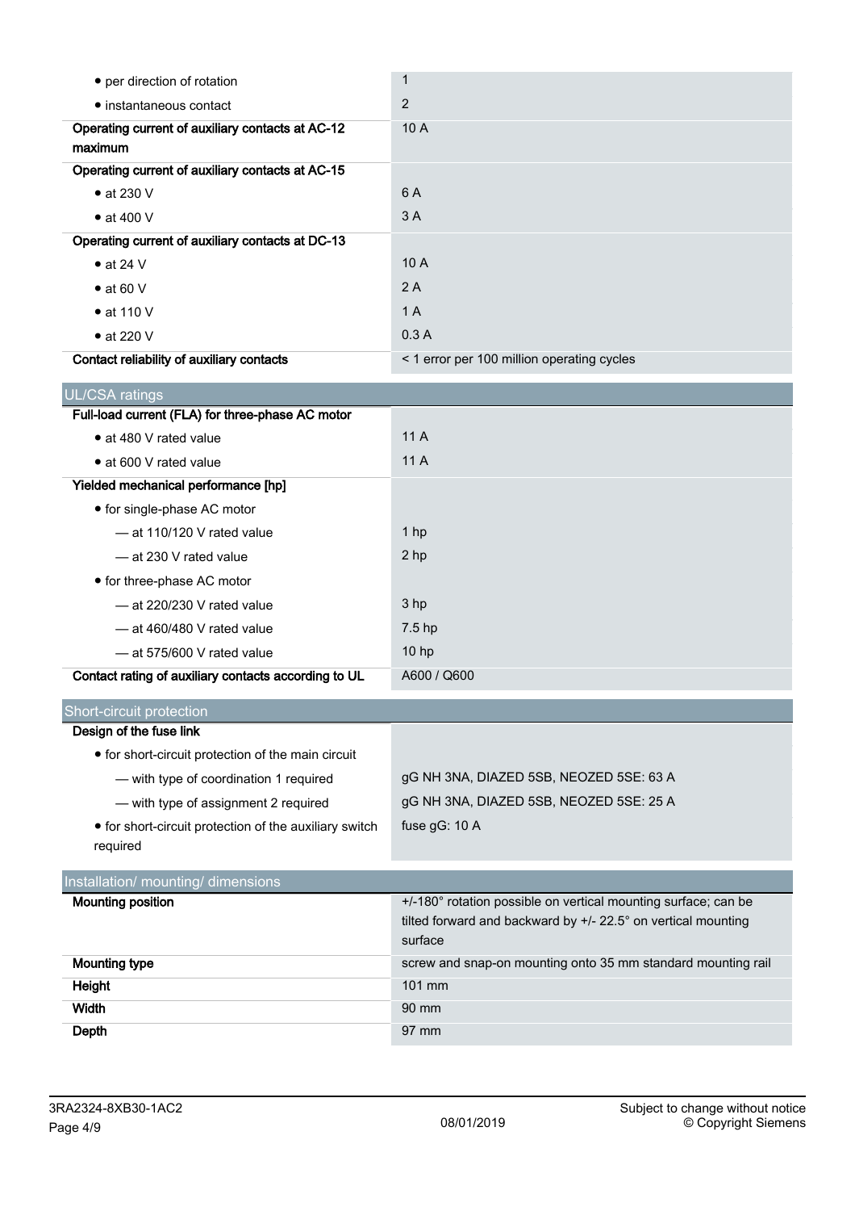| | |
|---|---|
| • per direction of rotation | 1 |
| • instantaneous contact | 2 |
| **Operating current of auxiliary contacts at AC-12 maximum** | 10 A |
| **Operating current of auxiliary contacts at AC-15** | |
| • at 230 V | 6 A |
| • at 400 V | 3 A |
| **Operating current of auxiliary contacts at DC-13** | |
| • at 24 V | 10 A |
| • at 60 V | 2 A |
| • at 110 V | 1 A |
| • at 220 V | 0.3 A |
| **Contact reliability of auxiliary contacts** | < 1 error per 100 million operating cycles |

## UL/CSA ratings

| | |
|---|---|
| **Full-load current (FLA) for three-phase AC motor** | |
| • at 480 V rated value | 11 A |
| • at 600 V rated value | 11 A |
| **Yielded mechanical performance [hp]** | |
| • for single-phase AC motor | |
| — at 110/120 V rated value | 1 hp |
| — at 230 V rated value | 2 hp |
| • for three-phase AC motor | |
| — at 220/230 V rated value | 3 hp |
| — at 460/480 V rated value | 7.5 hp |
| — at 575/600 V rated value | 10 hp |
| **Contact rating of auxiliary contacts according to UL** | A600 / Q600 |

## Short-circuit protection

| | |
|---|---|
| **Design of the fuse link** | |
| • for short-circuit protection of the main circuit | |
| — with type of coordination 1 required | gG NH 3NA, DIAZED 5SB, NEOZED 5SE: 63 A |
| — with type of assignment 2 required | gG NH 3NA, DIAZED 5SB, NEOZED 5SE: 25 A |
| • for short-circuit protection of the auxiliary switch required | fuse gG: 10 A |

## Installation/ mounting/ dimensions

| | |
|---|---|
| **Mounting position** | +/-180° rotation possible on vertical mounting surface; can be tilted forward and backward by +/- 22.5° on vertical mounting surface |
| **Mounting type** | screw and snap-on mounting onto 35 mm standard mounting rail |
| **Height** | 101 mm |
| **Width** | 90 mm |
| **Depth** | 97 mm |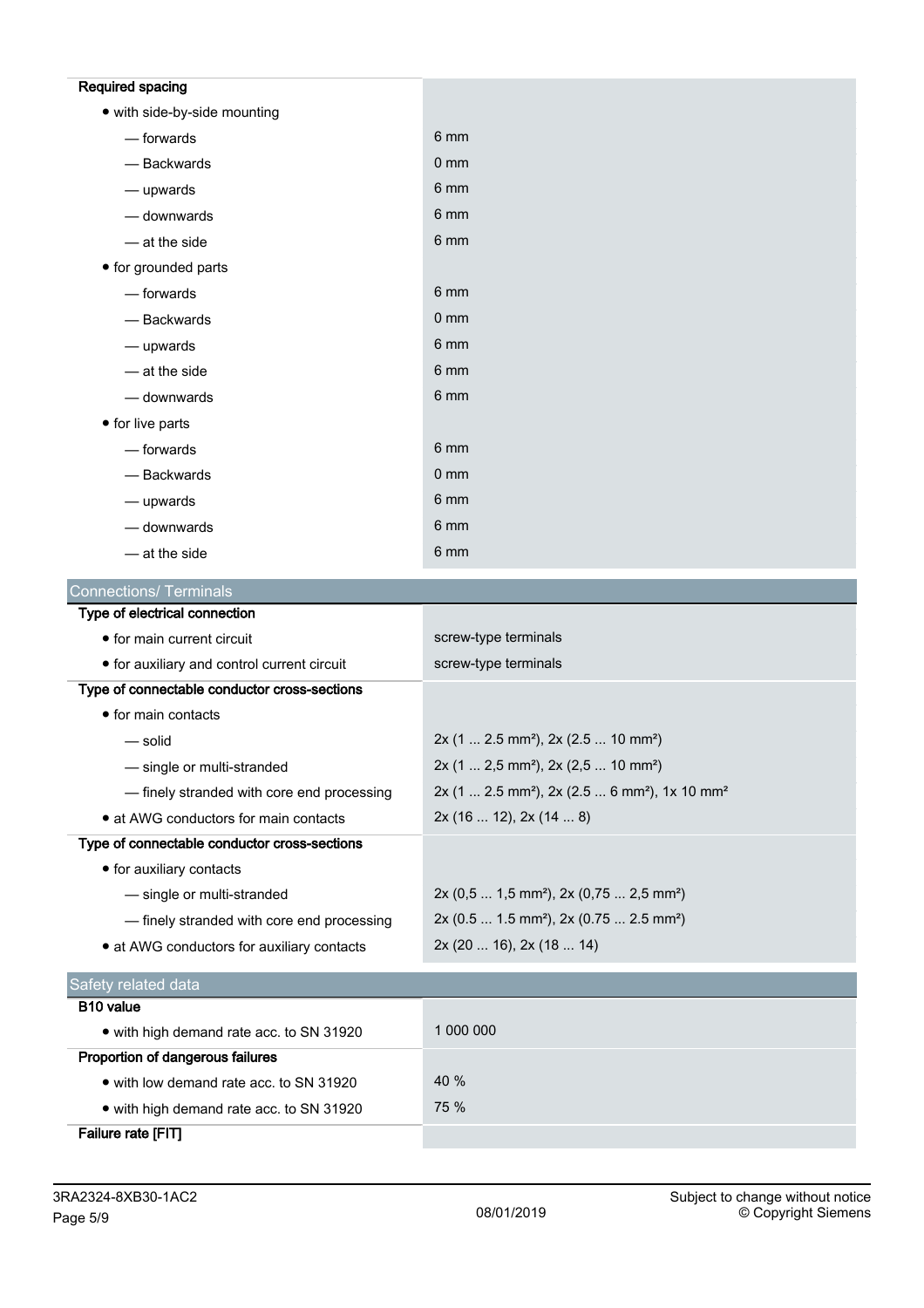| | |
|---|---|
| **Required spacing** | |
| • with side-by-side mounting | |
| — forwards | 6 mm |
| — Backwards | 0 mm |
| — upwards | 6 mm |
| — downwards | 6 mm |
| — at the side | 6 mm |
| • for grounded parts | |
| — forwards | 6 mm |
| — Backwards | 0 mm |
| — upwards | 6 mm |
| — at the side | 6 mm |
| — downwards | 6 mm |
| • for live parts | |
| — forwards | 6 mm |
| — Backwards | 0 mm |
| — upwards | 6 mm |
| — downwards | 6 mm |
| — at the side | 6 mm |

## Connections/ Terminals

| | |
|---|---|
| **Type of electrical connection** | |
| • for main current circuit | screw-type terminals |
| • for auxiliary and control current circuit | screw-type terminals |
| **Type of connectable conductor cross-sections** | |
| • for main contacts | |
| — solid | 2x (1 ... 2.5 mm²), 2x (2.5 ... 10 mm²) |
| — single or multi-stranded | 2x (1 ... 2,5 mm²), 2x (2,5 ... 10 mm²) |
| — finely stranded with core end processing | 2x (1 ... 2.5 mm²), 2x (2.5 ... 6 mm²), 1x 10 mm² |
| • at AWG conductors for main contacts | 2x (16 ... 12), 2x (14 ... 8) |
| **Type of connectable conductor cross-sections** | |
| • for auxiliary contacts | |
| — single or multi-stranded | 2x (0,5 ... 1,5 mm²), 2x (0,75 ... 2,5 mm²) |
| — finely stranded with core end processing | 2x (0.5 ... 1.5 mm²), 2x (0.75 ... 2.5 mm²) |
| • at AWG conductors for auxiliary contacts | 2x (20 ... 16), 2x (18 ... 14) |

## Safety related data

| | |
|---|---|
| **B10 value** | |
| • with high demand rate acc. to SN 31920 | 1 000 000 |
| **Proportion of dangerous failures** | |
| • with low demand rate acc. to SN 31920 | 40 % |
| • with high demand rate acc. to SN 31920 | 75 % |
| **Failure rate [FIT]** | |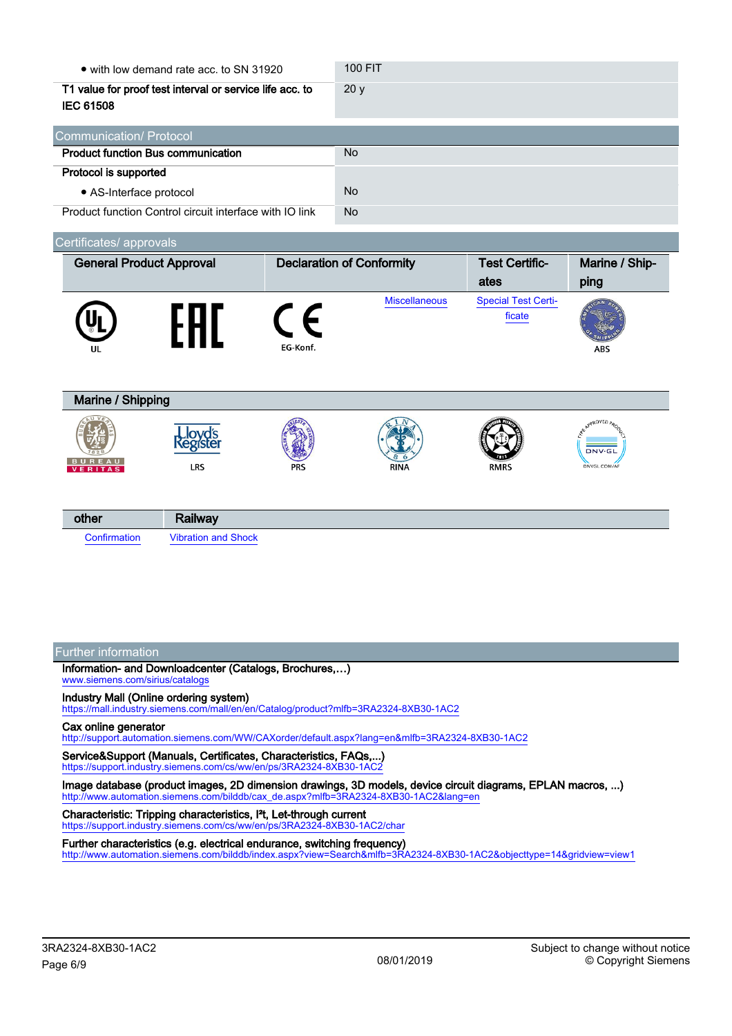| | |
|---|---|
| • with low demand rate acc. to SN 31920 | 100 FIT |
| **T1 value for proof test interval or service life acc. to IEC 61508** | 20 y |

## Communication/ Protocol

| | |
|---|---|
| **Product function Bus communication** | No |
| **Protocol is supported** | |
| • AS-Interface protocol | No |
| Product function Control circuit interface with IO link | No |

## Certificates/ approvals

| General Product Approval | | Declaration of Conformity | | Test Certificates | Marine / Shipping |
|---|---|---|---|---|---|
| UL | EAC | EG-Konf. | Miscellaneous | Special Test Certificate | ABS |

| Marine / Shipping | | | | | |
|---|---|---|---|---|---|
| BUREAU VERITAS | LRS | PRS | RINA | RMRS | DNVGL.COM/AF |

| other | Railway |
|---|---|
| Confirmation | Vibration and Shock |

## Further information

**Information- and Downloadcenter (Catalogs, Brochures,…)**
www.siemens.com/sirius/catalogs

**Industry Mall (Online ordering system)**
https://mall.industry.siemens.com/mall/en/en/Catalog/product?mlfb=3RA2324-8XB30-1AC2

**Cax online generator**
http://support.automation.siemens.com/WW/CAXorder/default.aspx?lang=en&mlfb=3RA2324-8XB30-1AC2

**Service&Support (Manuals, Certificates, Characteristics, FAQs,...)**
https://support.industry.siemens.com/cs/ww/en/ps/3RA2324-8XB30-1AC2

**Image database (product images, 2D dimension drawings, 3D models, device circuit diagrams, EPLAN macros, ...)**
http://www.automation.siemens.com/bilddb/cax_de.aspx?mlfb=3RA2324-8XB30-1AC2&lang=en

**Characteristic: Tripping characteristics, I²t, Let-through current**
https://support.industry.siemens.com/cs/ww/en/ps/3RA2324-8XB30-1AC2/char

**Further characteristics (e.g. electrical endurance, switching frequency)**
http://www.automation.siemens.com/bilddb/index.aspx?view=Search&mlfb=3RA2324-8XB30-1AC2&objecttype=14&gridview=view1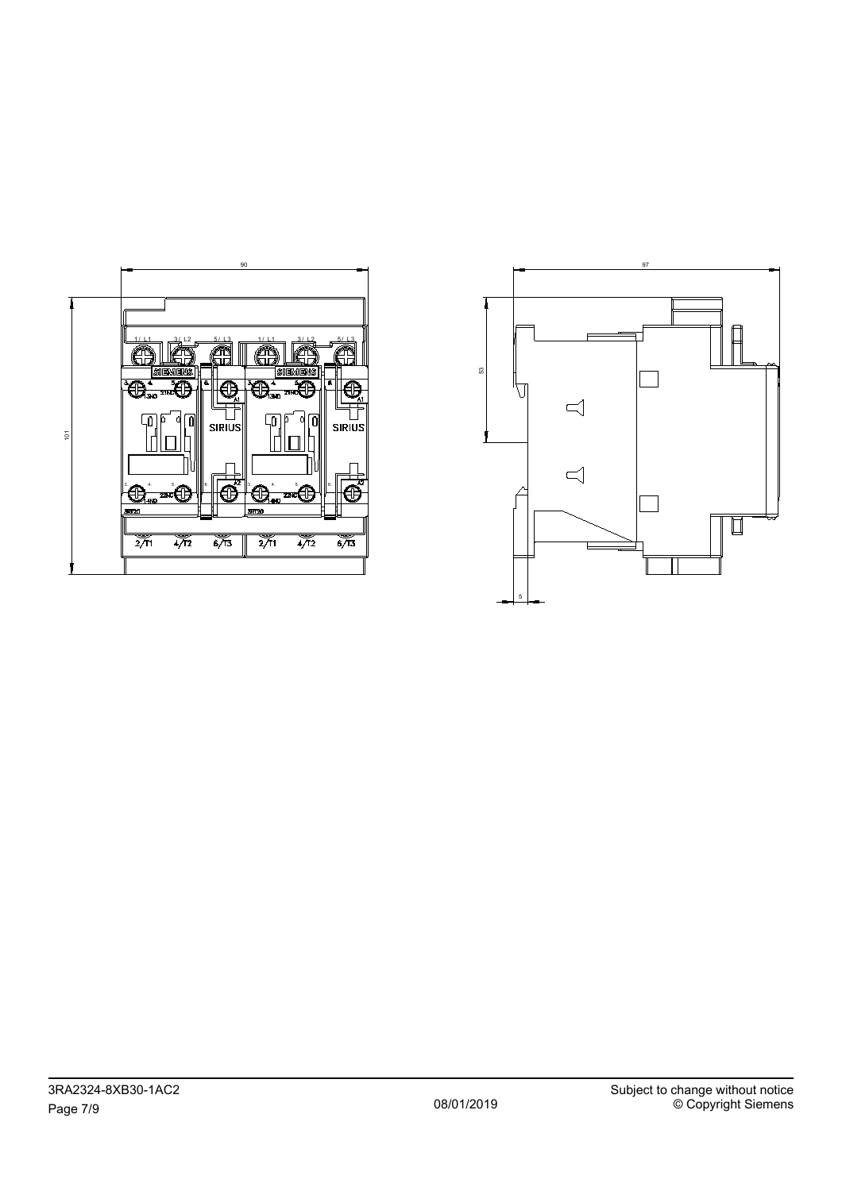90

101

1/L1 3/L2 5/L3 1/L1 3/L2 5/L3

SIEMENS SIEMENS

SIRIUS SIRIUS

3RT20 3RT20

2/T1 4/T2 6/T3 2/T1 4/T2 6/T3

97

53

5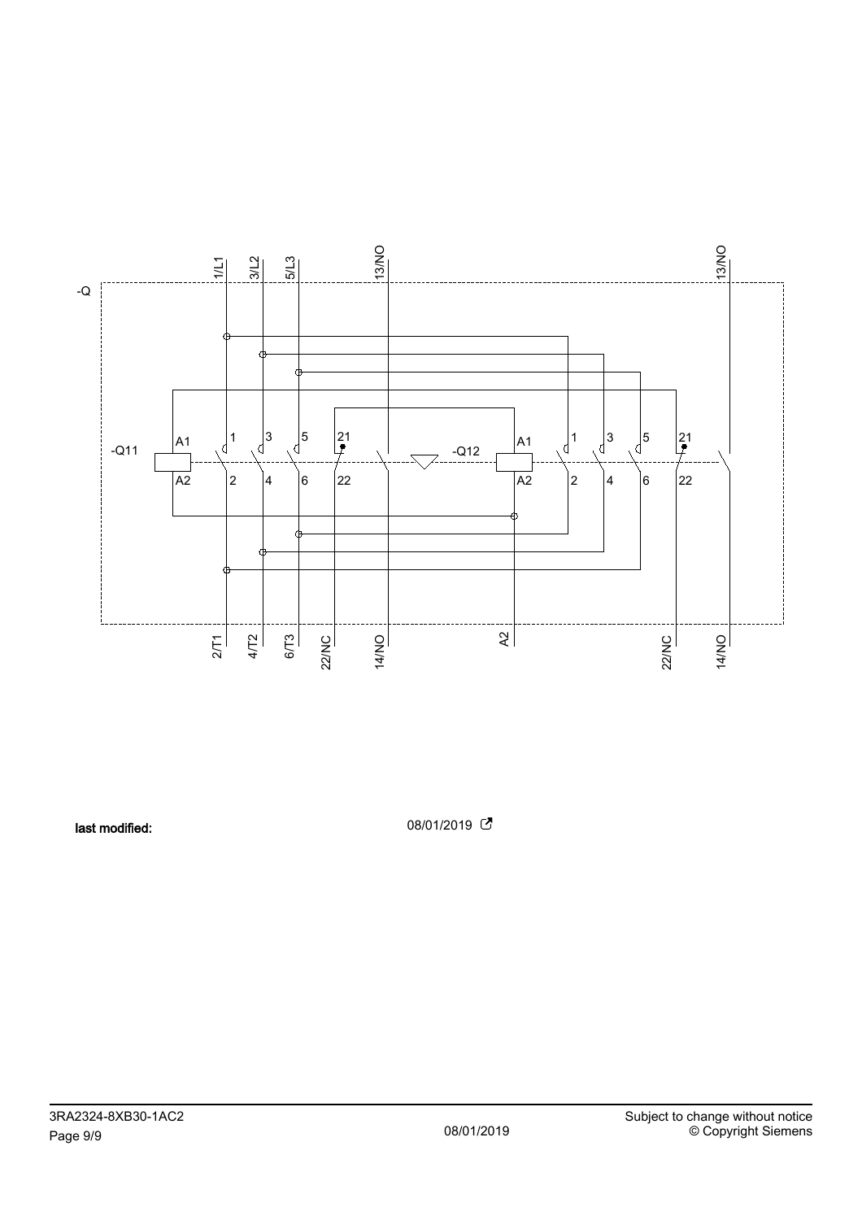-Q

1/L1
3/L2
5/L3
13/NO
13/NO

-Q11
A1
A2
1
2
3
4
5
6
21
22

-Q12
A1
A2
1
2
3
4
5
6
21
22

2/T1
4/T2
6/T3
22/NC
14/NO
A2
22/NC
14/NO

**last modified:** 08/01/2019